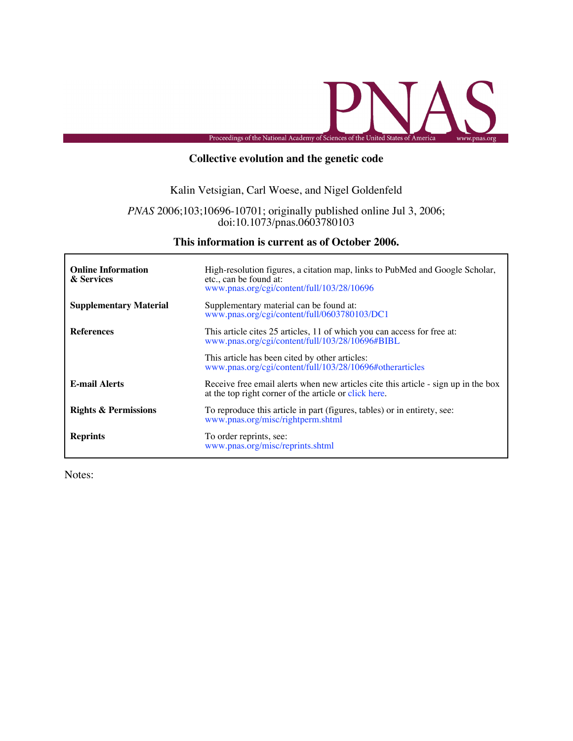# Collective evolution and the genetic code

Kalin Vetsigian, Carl Woese, and Nigel Goldenfeld

*PNAS* 2006;103;10696-10701; originally published online Jul 3, 2006;
doi:10.1073/pnas.0603780103

## This information is current as of October 2006.

| | |
|---|---|
| **Online Information & Services** | High-resolution figures, a citation map, links to PubMed and Google Scholar, etc., can be found at: www.pnas.org/cgi/content/full/103/28/10696 |
| **Supplementary Material** | Supplementary material can be found at: www.pnas.org/cgi/content/full/0603780103/DC1 |
| **References** | This article cites 25 articles, 11 of which you can access for free at: www.pnas.org/cgi/content/full/103/28/10696#BIBL |
| | This article has been cited by other articles: www.pnas.org/cgi/content/full/103/28/10696#otherarticles |
| **E-mail Alerts** | Receive free email alerts when new articles cite this article - sign up in the box at the top right corner of the article or click here. |
| **Rights & Permissions** | To reproduce this article in part (figures, tables) or in entirety, see: www.pnas.org/misc/rightperm.shtml |
| **Reprints** | To order reprints, see: www.pnas.org/misc/reprints.shtml |

Notes: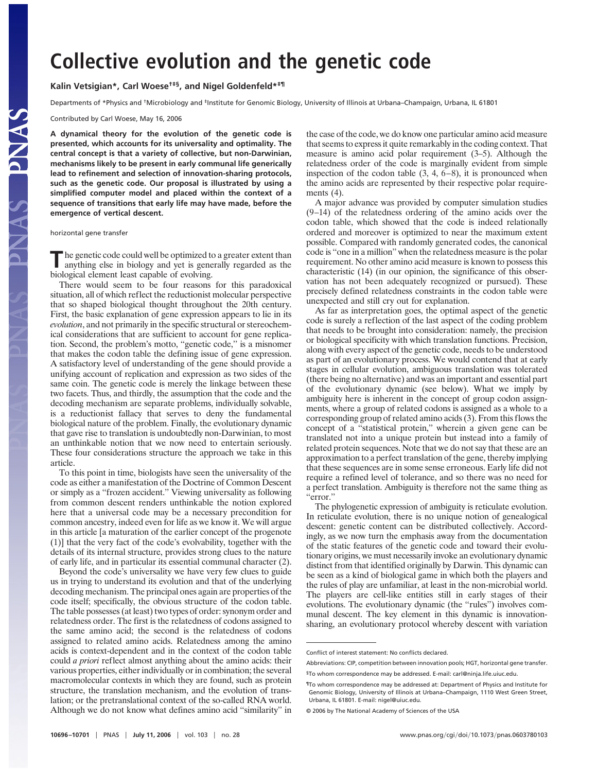# Collective evolution and the genetic code

**Kalin Vetsigian*, Carl Woese†‡§, and Nigel Goldenfeld*‡¶**

Departments of *Physics and †Microbiology and ‡Institute for Genomic Biology, University of Illinois at Urbana–Champaign, Urbana, IL 61801

Contributed by Carl Woese, May 16, 2006

**A dynamical theory for the evolution of the genetic code is presented, which accounts for its universality and optimality. The central concept is that a variety of collective, but non-Darwinian, mechanisms likely to be present in early communal life generically lead to refinement and selection of innovation-sharing protocols, such as the genetic code. Our proposal is illustrated by using a simplified computer model and placed within the context of a sequence of transitions that early life may have made, before the emergence of vertical descent.**

horizontal gene transfer

The genetic code could well be optimized to a greater extent than anything else in biology and yet is generally regarded as the biological element least capable of evolving.

There would seem to be four reasons for this paradoxical situation, all of which reflect the reductionist molecular perspective that so shaped biological thought throughout the 20th century. First, the basic explanation of gene expression appears to lie in its *evolution*, and not primarily in the specific structural or stereochemical considerations that are sufficient to account for gene replication. Second, the problem's motto, "genetic code," is a misnomer that makes the codon table the defining issue of gene expression. A satisfactory level of understanding of the gene should provide a unifying account of replication and expression as two sides of the same coin. The genetic code is merely the linkage between these two facets. Thus, and thirdly, the assumption that the code and the decoding mechanism are separate problems, individually solvable, is a reductionist fallacy that serves to deny the fundamental biological nature of the problem. Finally, the evolutionary dynamic that gave rise to translation is undoubtedly non-Darwinian, to most an unthinkable notion that we now need to entertain seriously. These four considerations structure the approach we take in this article.

To this point in time, biologists have seen the universality of the code as either a manifestation of the Doctrine of Common Descent or simply as a "frozen accident." Viewing universality as following from common descent renders unthinkable the notion explored here that a universal code may be a necessary precondition for common ancestry, indeed even for life as we know it. We will argue in this article [a maturation of the earlier concept of the progenote (1)] that the very fact of the code's evolvability, together with the details of its internal structure, provides strong clues to the nature of early life, and in particular its essential communal character (2).

Beyond the code's universality we have very few clues to guide us in trying to understand its evolution and that of the underlying decoding mechanism. The principal ones again are properties of the code itself; specifically, the obvious structure of the codon table. The table possesses (at least) two types of order: synonym order and relatedness order. The first is the relatedness of codons assigned to the same amino acid; the second is the relatedness of codons assigned to related amino acids. Relatedness among the amino acids is context-dependent and in the context of the codon table could *a priori* reflect almost anything about the amino acids: their various properties, either individually or in combination; the several macromolecular contexts in which they are found, such as protein structure, the translation mechanism, and the evolution of translation; or the pretranslational context of the so-called RNA world. Although we do not know what defines amino acid "similarity" in the case of the code, we do know one particular amino acid measure that seems to express it quite remarkably in the coding context. That measure is amino acid polar requirement (3–5). Although the relatedness order of the code is marginally evident from simple inspection of the codon table (3, 4, 6–8), it is pronounced when the amino acids are represented by their respective polar requirements (4).

A major advance was provided by computer simulation studies (9–14) of the relatedness ordering of the amino acids over the codon table, which showed that the code is indeed relationally ordered and moreover is optimized to near the maximum extent possible. Compared with randomly generated codes, the canonical code is "one in a million" when the relatedness measure is the polar requirement. No other amino acid measure is known to possess this characteristic (14) (in our opinion, the significance of this observation has not been adequately recognized or pursued). These precisely defined relatedness constraints in the codon table were unexpected and still cry out for explanation.

As far as interpretation goes, the optimal aspect of the genetic code is surely a reflection of the last aspect of the coding problem that needs to be brought into consideration: namely, the precision or biological specificity with which translation functions. Precision, along with every aspect of the genetic code, needs to be understood as part of an evolutionary process. We would contend that at early stages in cellular evolution, ambiguous translation was tolerated (there being no alternative) and was an important and essential part of the evolutionary dynamic (see below). What we imply by ambiguity here is inherent in the concept of group codon assignments, where a group of related codons is assigned as a whole to a corresponding group of related amino acids (3). From this flows the concept of a "statistical protein," wherein a given gene can be translated not into a unique protein but instead into a family of related protein sequences. Note that we do not say that these are an approximation to a perfect translation of the gene, thereby implying that these sequences are in some sense erroneous. Early life did not require a refined level of tolerance, and so there was no need for a perfect translation. Ambiguity is therefore not the same thing as "error."

The phylogenetic expression of ambiguity is reticulate evolution. In reticulate evolution, there is no unique notion of genealogical descent: genetic content can be distributed collectively. Accordingly, as we now turn the emphasis away from the documentation of the static features of the genetic code and toward their evolutionary origins, we must necessarily invoke an evolutionary dynamic distinct from that identified originally by Darwin. This dynamic can be seen as a kind of biological game in which both the players and the rules of play are unfamiliar, at least in the non-microbial world. The players are cell-like entities still in early stages of their evolutions. The evolutionary dynamic (the "rules") involves communal descent. The key element in this dynamic is innovation-sharing, an evolutionary protocol whereby descent with variation

---

Conflict of interest statement: No conflicts declared.

Abbreviations: CIP, competition between innovation pools; HGT, horizontal gene transfer.

§To whom correspondence may be addressed. E-mail: carl@ninja.life.uiuc.edu.

¶To whom correspondence may be addressed at: Department of Physics and Institute for Genomic Biology, University of Illinois at Urbana–Champaign, 1110 West Green Street, Urbana, IL 61801. E-mail: nigel@uiuc.edu.

© 2006 by The National Academy of Sciences of the USA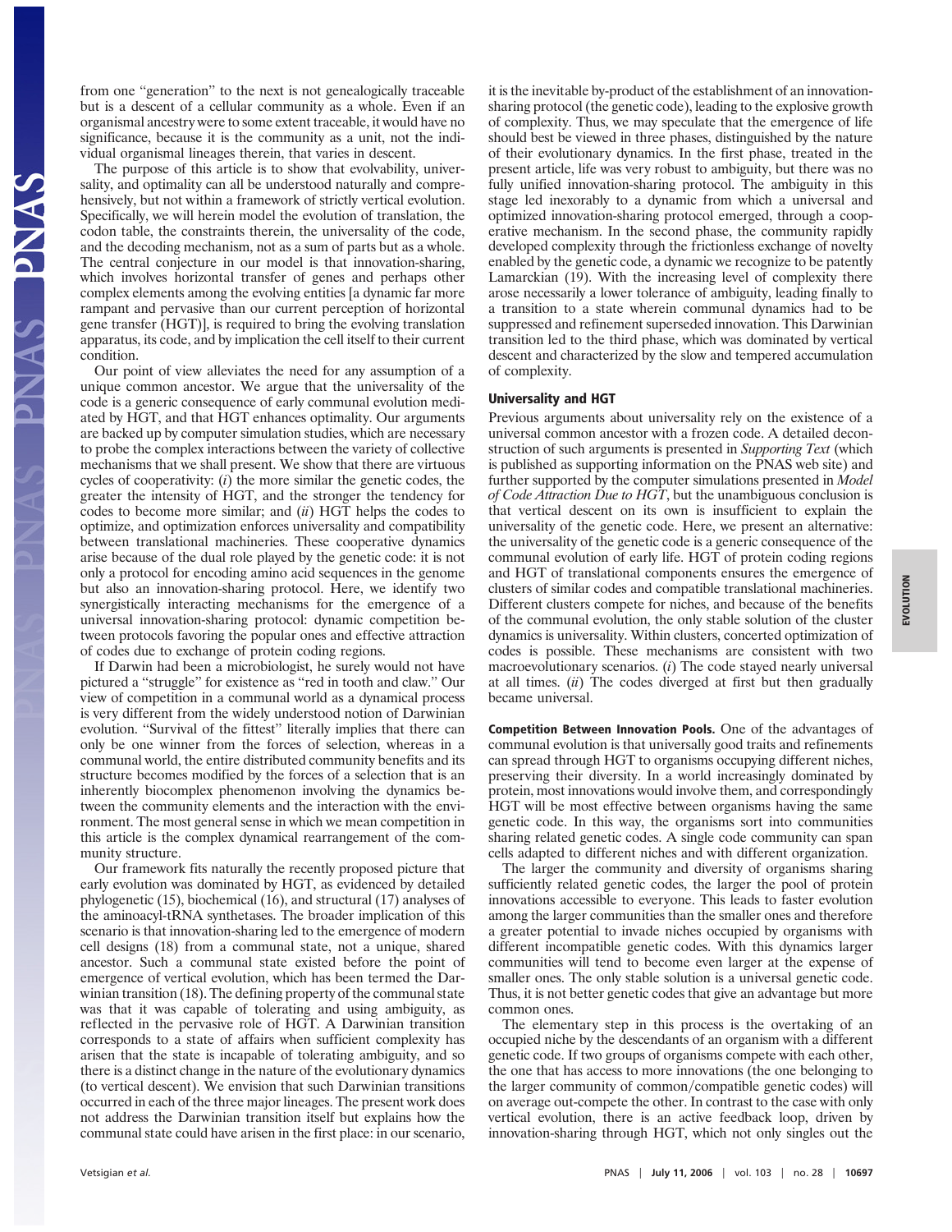from one "generation" to the next is not genealogically traceable but is a descent of a cellular community as a whole. Even if an organismal ancestry were to some extent traceable, it would have no significance, because it is the community as a unit, not the individual organismal lineages therein, that varies in descent.

The purpose of this article is to show that evolvability, universality, and optimality can all be understood naturally and comprehensively, but not within a framework of strictly vertical evolution. Specifically, we will herein model the evolution of translation, the codon table, the constraints therein, the universality of the code, and the decoding mechanism, not as a sum of parts but as a whole. The central conjecture in our model is that innovation-sharing, which involves horizontal transfer of genes and perhaps other complex elements among the evolving entities [a dynamic far more rampant and pervasive than our current perception of horizontal gene transfer (HGT)], is required to bring the evolving translation apparatus, its code, and by implication the cell itself to their current condition.

Our point of view alleviates the need for any assumption of a unique common ancestor. We argue that the universality of the code is a generic consequence of early communal evolution mediated by HGT, and that HGT enhances optimality. Our arguments are backed up by computer simulation studies, which are necessary to probe the complex interactions between the variety of collective mechanisms that we shall present. We show that there are virtuous cycles of cooperativity: (*i*) the more similar the genetic codes, the greater the intensity of HGT, and the stronger the tendency for codes to become more similar; and (*ii*) HGT helps the codes to optimize, and optimization enforces universality and compatibility between translational machineries. These cooperative dynamics arise because of the dual role played by the genetic code: it is not only a protocol for encoding amino acid sequences in the genome but also an innovation-sharing protocol. Here, we identify two synergistically interacting mechanisms for the emergence of a universal innovation-sharing protocol: dynamic competition between protocols favoring the popular ones and effective attraction of codes due to exchange of protein coding regions.

If Darwin had been a microbiologist, he surely would not have pictured a "struggle" for existence as "red in tooth and claw." Our view of competition in a communal world as a dynamical process is very different from the widely understood notion of Darwinian evolution. "Survival of the fittest" literally implies that there can only be one winner from the forces of selection, whereas in a communal world, the entire distributed community benefits and its structure becomes modified by the forces of a selection that is an inherently biocomplex phenomenon involving the dynamics between the community elements and the interaction with the environment. The most general sense in which we mean competition in this article is the complex dynamical rearrangement of the community structure.

Our framework fits naturally the recently proposed picture that early evolution was dominated by HGT, as evidenced by detailed phylogenetic (15), biochemical (16), and structural (17) analyses of the aminoacyl-tRNA synthetases. The broader implication of this scenario is that innovation-sharing led to the emergence of modern cell designs (18) from a communal state, not a unique, shared ancestor. Such a communal state existed before the point of emergence of vertical evolution, which has been termed the Darwinian transition (18). The defining property of the communal state was that it was capable of tolerating and using ambiguity, as reflected in the pervasive role of HGT. A Darwinian transition corresponds to a state of affairs when sufficient complexity has arisen that the state is incapable of tolerating ambiguity, and so there is a distinct change in the nature of the evolutionary dynamics (to vertical descent). We envision that such Darwinian transitions occurred in each of the three major lineages. The present work does not address the Darwinian transition itself but explains how the communal state could have arisen in the first place: in our scenario, it is the inevitable by-product of the establishment of an innovation-sharing protocol (the genetic code), leading to the explosive growth of complexity. Thus, we may speculate that the emergence of life should best be viewed in three phases, distinguished by the nature of their evolutionary dynamics. In the first phase, treated in the present article, life was very robust to ambiguity, but there was no fully unified innovation-sharing protocol. The ambiguity in this stage led inexorably to a dynamic from which a universal and optimized innovation-sharing protocol emerged, through a cooperative mechanism. In the second phase, the community rapidly developed complexity through the frictionless exchange of novelty enabled by the genetic code, a dynamic we recognize to be patently Lamarckian (19). With the increasing level of complexity there arose necessarily a lower tolerance of ambiguity, leading finally to a transition to a state wherein communal dynamics had to be suppressed and refinement superseded innovation. This Darwinian transition led to the third phase, which was dominated by vertical descent and characterized by the slow and tempered accumulation of complexity.

## Universality and HGT

Previous arguments about universality rely on the existence of a universal common ancestor with a frozen code. A detailed deconstruction of such arguments is presented in *Supporting Text* (which is published as supporting information on the PNAS web site) and further supported by the computer simulations presented in *Model of Code Attraction Due to HGT*, but the unambiguous conclusion is that vertical descent on its own is insufficient to explain the universality of the genetic code. Here, we present an alternative: the universality of the genetic code is a generic consequence of the communal evolution of early life. HGT of protein coding regions and HGT of translational components ensures the emergence of clusters of similar codes and compatible translational machineries. Different clusters compete for niches, and because of the benefits of the communal evolution, the only stable solution of the cluster dynamics is universality. Within clusters, concerted optimization of codes is possible. These mechanisms are consistent with two macroevolutionary scenarios. (*i*) The code stayed nearly universal at all times. (*ii*) The codes diverged at first but then gradually became universal.

**Competition Between Innovation Pools.** One of the advantages of communal evolution is that universally good traits and refinements can spread through HGT to organisms occupying different niches, preserving their diversity. In a world increasingly dominated by protein, most innovations would involve them, and correspondingly HGT will be most effective between organisms having the same genetic code. In this way, the organisms sort into communities sharing related genetic codes. A single code community can span cells adapted to different niches and with different organization.

The larger the community and diversity of organisms sharing sufficiently related genetic codes, the larger the pool of protein innovations accessible to everyone. This leads to faster evolution among the larger communities than the smaller ones and therefore a greater potential to invade niches occupied by organisms with different incompatible genetic codes. With this dynamics larger communities will tend to become even larger at the expense of smaller ones. The only stable solution is a universal genetic code. Thus, it is not better genetic codes that give an advantage but more common ones.

The elementary step in this process is the overtaking of an occupied niche by the descendants of an organism with a different genetic code. If two groups of organisms compete with each other, the one that has access to more innovations (the one belonging to the larger community of common/compatible genetic codes) will on average out-compete the other. In contrast to the case with only vertical evolution, there is an active feedback loop, driven by innovation-sharing through HGT, which not only singles out the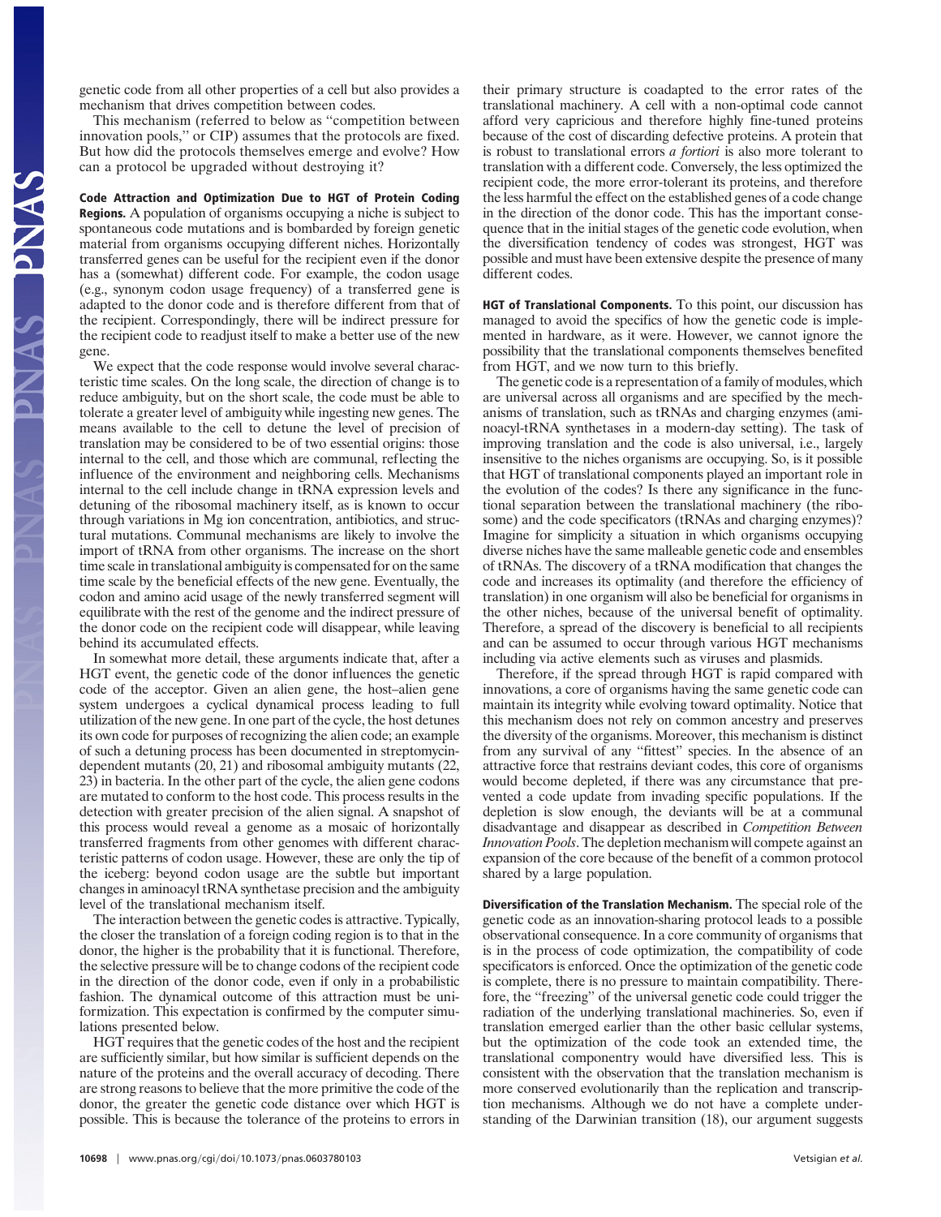genetic code from all other properties of a cell but also provides a mechanism that drives competition between codes.

This mechanism (referred to below as "competition between innovation pools," or CIP) assumes that the protocols are fixed. But how did the protocols themselves emerge and evolve? How can a protocol be upgraded without destroying it?

**Code Attraction and Optimization Due to HGT of Protein Coding Regions.** A population of organisms occupying a niche is subject to spontaneous code mutations and is bombarded by foreign genetic material from organisms occupying different niches. Horizontally transferred genes can be useful for the recipient even if the donor has a (somewhat) different code. For example, the codon usage (e.g., synonym codon usage frequency) of a transferred gene is adapted to the donor code and is therefore different from that of the recipient. Correspondingly, there will be indirect pressure for the recipient code to readjust itself to make a better use of the new gene.

We expect that the code response would involve several characteristic time scales. On the long scale, the direction of change is to reduce ambiguity, but on the short scale, the code must be able to tolerate a greater level of ambiguity while ingesting new genes. The means available to the cell to detune the level of precision of translation may be considered to be of two essential origins: those internal to the cell, and those which are communal, reflecting the influence of the environment and neighboring cells. Mechanisms internal to the cell include change in tRNA expression levels and detuning of the ribosomal machinery itself, as is known to occur through variations in Mg ion concentration, antibiotics, and structural mutations. Communal mechanisms are likely to involve the import of tRNA from other organisms. The increase on the short time scale in translational ambiguity is compensated for on the same time scale by the beneficial effects of the new gene. Eventually, the codon and amino acid usage of the newly transferred segment will equilibrate with the rest of the genome and the indirect pressure of the donor code on the recipient code will disappear, while leaving behind its accumulated effects.

In somewhat more detail, these arguments indicate that, after a HGT event, the genetic code of the donor influences the genetic code of the acceptor. Given an alien gene, the host–alien gene system undergoes a cyclical dynamical process leading to full utilization of the new gene. In one part of the cycle, the host detunes its own code for purposes of recognizing the alien code; an example of such a detuning process has been documented in streptomycin-dependent mutants (20, 21) and ribosomal ambiguity mutants (22, 23) in bacteria. In the other part of the cycle, the alien gene codons are mutated to conform to the host code. This process results in the detection with greater precision of the alien signal. A snapshot of this process would reveal a genome as a mosaic of horizontally transferred fragments from other genomes with different characteristic patterns of codon usage. However, these are only the tip of the iceberg: beyond codon usage are the subtle but important changes in aminoacyl tRNA synthetase precision and the ambiguity level of the translational mechanism itself.

The interaction between the genetic codes is attractive. Typically, the closer the translation of a foreign coding region is to that in the donor, the higher is the probability that it is functional. Therefore, the selective pressure will be to change codons of the recipient code in the direction of the donor code, even if only in a probabilistic fashion. The dynamical outcome of this attraction must be uniformization. This expectation is confirmed by the computer simulations presented below.

HGT requires that the genetic codes of the host and the recipient are sufficiently similar, but how similar is sufficient depends on the nature of the proteins and the overall accuracy of decoding. There are strong reasons to believe that the more primitive the code of the donor, the greater the genetic code distance over which HGT is possible. This is because the tolerance of the proteins to errors in their primary structure is coadapted to the error rates of the translational machinery. A cell with a non-optimal code cannot afford very capricious and therefore highly fine-tuned proteins because of the cost of discarding defective proteins. A protein that is robust to translational errors *a fortiori* is also more tolerant to translation with a different code. Conversely, the less optimized the recipient code, the more error-tolerant its proteins, and therefore the less harmful the effect on the established genes of a code change in the direction of the donor code. This has the important consequence that in the initial stages of the genetic code evolution, when the diversification tendency of codes was strongest, HGT was possible and must have been extensive despite the presence of many different codes.

**HGT of Translational Components.** To this point, our discussion has managed to avoid the specifics of how the genetic code is implemented in hardware, as it were. However, we cannot ignore the possibility that the translational components themselves benefited from HGT, and we now turn to this briefly.

The genetic code is a representation of a family of modules, which are universal across all organisms and are specified by the mechanisms of translation, such as tRNAs and charging enzymes (aminoacyl-tRNA synthetases in a modern-day setting). The task of improving translation and the code is also universal, i.e., largely insensitive to the niches organisms are occupying. So, is it possible that HGT of translational components played an important role in the evolution of the codes? Is there any significance in the functional separation between the translational machinery (the ribosome) and the code specificators (tRNAs and charging enzymes)? Imagine for simplicity a situation in which organisms occupying diverse niches have the same malleable genetic code and ensembles of tRNAs. The discovery of a tRNA modification that changes the code and increases its optimality (and therefore the efficiency of translation) in one organism will also be beneficial for organisms in the other niches, because of the universal benefit of optimality. Therefore, a spread of the discovery is beneficial to all recipients and can be assumed to occur through various HGT mechanisms including via active elements such as viruses and plasmids.

Therefore, if the spread through HGT is rapid compared with innovations, a core of organisms having the same genetic code can maintain its integrity while evolving toward optimality. Notice that this mechanism does not rely on common ancestry and preserves the diversity of the organisms. Moreover, this mechanism is distinct from any survival of any "fittest" species. In the absence of an attractive force that restrains deviant codes, this core of organisms would become depleted, if there was any circumstance that prevented a code update from invading specific populations. If the depletion is slow enough, the deviants will be at a communal disadvantage and disappear as described in *Competition Between Innovation Pools*. The depletion mechanism will compete against an expansion of the core because of the benefit of a common protocol shared by a large population.

**Diversification of the Translation Mechanism.** The special role of the genetic code as an innovation-sharing protocol leads to a possible observational consequence. In a core community of organisms that is in the process of code optimization, the compatibility of code specificators is enforced. Once the optimization of the genetic code is complete, there is no pressure to maintain compatibility. Therefore, the "freezing" of the universal genetic code could trigger the radiation of the underlying translational machineries. So, even if translation emerged earlier than the other basic cellular systems, but the optimization of the code took an extended time, the translational componentry would have diversified less. This is consistent with the observation that the translation mechanism is more conserved evolutionarily than the replication and transcription mechanisms. Although we do not have a complete understanding of the Darwinian transition (18), our argument suggests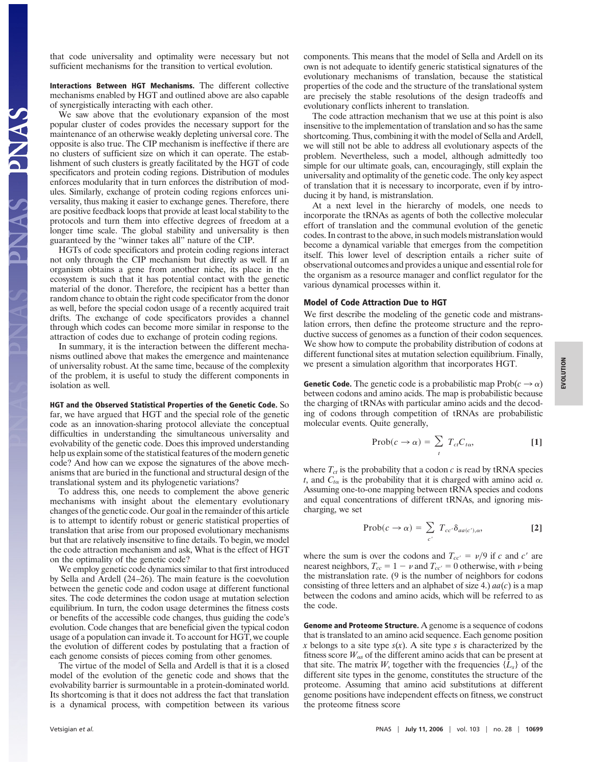that code universality and optimality were necessary but not sufficient mechanisms for the transition to vertical evolution.

**Interactions Between HGT Mechanisms.** The different collective mechanisms enabled by HGT and outlined above are also capable of synergistically interacting with each other.

We saw above that the evolutionary expansion of the most popular cluster of codes provides the necessary support for the maintenance of an otherwise weakly depleting universal core. The opposite is also true. The CIP mechanism is ineffective if there are no clusters of sufficient size on which it can operate. The establishment of such clusters is greatly facilitated by the HGT of code specificators and protein coding regions. Distribution of modules enforces modularity that in turn enforces the distribution of modules. Similarly, exchange of protein coding regions enforces universality, thus making it easier to exchange genes. Therefore, there are positive feedback loops that provide at least local stability to the protocols and turn them into effective degrees of freedom at a longer time scale. The global stability and universality is then guaranteed by the "winner takes all" nature of the CIP.

HGTs of code specificators and protein coding regions interact not only through the CIP mechanism but directly as well. If an organism obtains a gene from another niche, its place in the ecosystem is such that it has potential contact with the genetic material of the donor. Therefore, the recipient has a better than random chance to obtain the right code specificator from the donor as well, before the special codon usage of a recently acquired trait drifts. The exchange of code specificators provides a channel through which codes can become more similar in response to the attraction of codes due to exchange of protein coding regions.

In summary, it is the interaction between the different mechanisms outlined above that makes the emergence and maintenance of universality robust. At the same time, because of the complexity of the problem, it is useful to study the different components in isolation as well.

**HGT and the Observed Statistical Properties of the Genetic Code.** So far, we have argued that HGT and the special role of the genetic code as an innovation-sharing protocol alleviate the conceptual difficulties in understanding the simultaneous universality and evolvability of the genetic code. Does this improved understanding help us explain some of the statistical features of the modern genetic code? And how can we expose the signatures of the above mechanisms that are buried in the functional and structural design of the translational system and its phylogenetic variations?

To address this, one needs to complement the above generic mechanisms with insight about the elementary evolutionary changes of the genetic code. Our goal in the remainder of this article is to attempt to identify robust or generic statistical properties of translation that arise from our proposed evolutionary mechanisms but that are relatively insensitive to fine details. To begin, we model the code attraction mechanism and ask, What is the effect of HGT on the optimality of the genetic code?

We employ genetic code dynamics similar to that first introduced by Sella and Ardell (24–26). The main feature is the coevolution between the genetic code and codon usage at different functional sites. The code determines the codon usage at mutation selection equilibrium. In turn, the codon usage determines the fitness costs or benefits of the accessible code changes, thus guiding the code's evolution. Code changes that are beneficial given the typical codon usage of a population can invade it. To account for HGT, we couple the evolution of different codes by postulating that a fraction of each genome consists of pieces coming from other genomes.

The virtue of the model of Sella and Ardell is that it is a closed model of the evolution of the genetic code and shows that the evolvability barrier is surmountable in a protein-dominated world. Its shortcoming is that it does not address the fact that translation is a dynamical process, with competition between its various components. This means that the model of Sella and Ardell on its own is not adequate to identify generic statistical signatures of the evolutionary mechanisms of translation, because the statistical properties of the code and the structure of the translational system are precisely the stable resolutions of the design tradeoffs and evolutionary conflicts inherent to translation.

The code attraction mechanism that we use at this point is also insensitive to the implementation of translation and so has the same shortcoming. Thus, combining it with the model of Sella and Ardell, we will still not be able to address all evolutionary aspects of the problem. Nevertheless, such a model, although admittedly too simple for our ultimate goals, can, encouragingly, still explain the universality and optimality of the genetic code. The only key aspect of translation that it is necessary to incorporate, even if by introducing it by hand, is mistranslation.

At a next level in the hierarchy of models, one needs to incorporate the tRNAs as agents of both the collective molecular effort of translation and the communal evolution of the genetic codes. In contrast to the above, in such models mistranslation would become a dynamical variable that emerges from the competition itself. This lower level of description entails a richer suite of observational outcomes and provides a unique and essential role for the organism as a resource manager and conflict regulator for the various dynamical processes within it.

## Model of Code Attraction Due to HGT

We first describe the modeling of the genetic code and mistranslation errors, then define the proteome structure and the reproductive success of genomes as a function of their codon sequences. We show how to compute the probability distribution of codons at different functional sites at mutation selection equilibrium. Finally, we present a simulation algorithm that incorporates HGT.

**Genetic Code.** The genetic code is a probabilistic map $\text{Prob}(c \to \alpha)$ between codons and amino acids. The map is probabilistic because the charging of tRNAs with particular amino acids and the decoding of codons through competition of tRNAs are probabilistic molecular events. Quite generally,

$$\text{Prob}(c \to \alpha) = \sum_t T_{ct} C_{t\alpha}, \qquad [1]$$

where $T_{ct}$ is the probability that a codon $c$ is read by tRNA species $t$, and $C_{t\alpha}$ is the probability that it is charged with amino acid $\alpha$. Assuming one-to-one mapping between tRNA species and codons and equal concentrations of different tRNAs, and ignoring mischarging, we set

$$\text{Prob}(c \to \alpha) = \sum_{c'} T_{cc'} \delta_{aa(c'),\alpha}, \qquad [2]$$

where the sum is over the codons and $T_{cc'} = \nu/9$ if $c$ and $c'$ are nearest neighbors, $T_{cc} = 1 - \nu$ and $T_{cc'} = 0$ otherwise, with $\nu$ being the mistranslation rate. (9 is the number of neighbors for codons consisting of three letters and an alphabet of size 4.) $aa(c)$ is a map between the codons and amino acids, which will be referred to as the code.

**Genome and Proteome Structure.** A genome is a sequence of codons that is translated to an amino acid sequence. Each genome position $x$ belongs to a site type $s(x)$. A site type $s$ is characterized by the fitness score $W_{\alpha s}$ of the different amino acids that can be present at that site. The matrix $W$, together with the frequencies $\{L_s\}$ of the different site types in the genome, constitutes the structure of the proteome. Assuming that amino acid substitutions at different genome positions have independent effects on fitness, we construct the proteome fitness score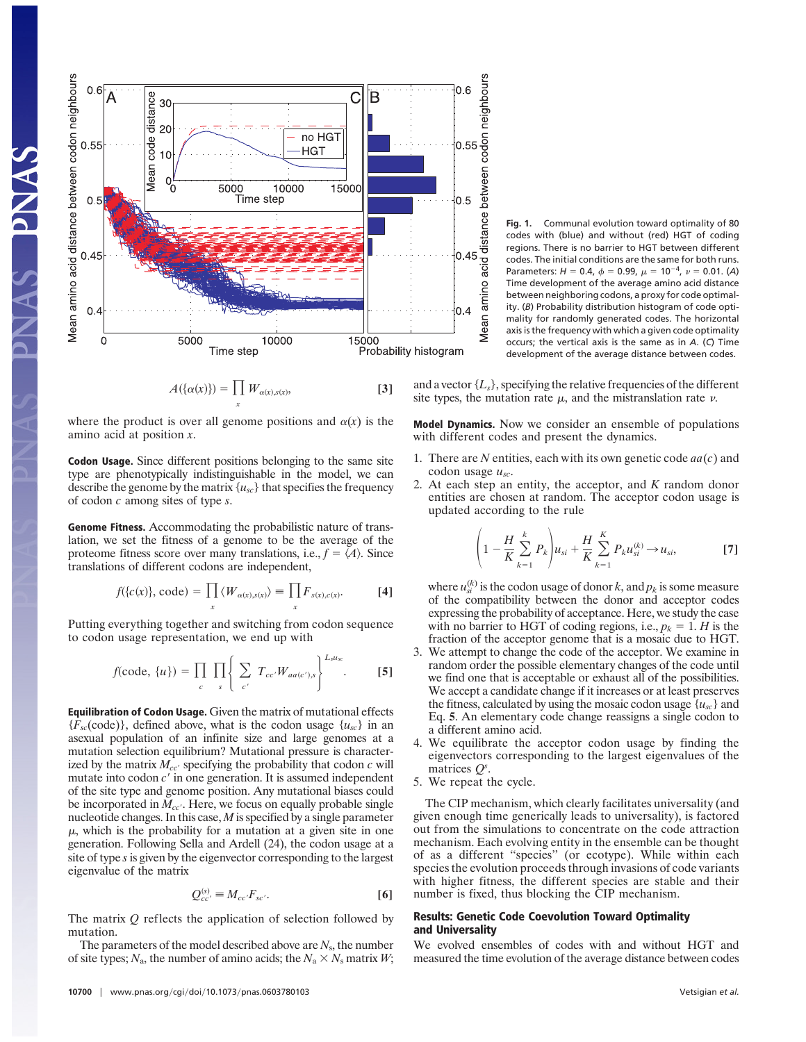Fig. 1. Communal evolution toward optimality of 80 codes with (blue) and without (red) HGT of coding regions. There is no barrier to HGT between different codes. The initial conditions are the same for both runs. Parameters: $H = 0.4$, $\phi = 0.99$, $\mu = 10^{-4}$, $\nu = 0.01$. (*A*) Time development of the average amino acid distance between neighboring codons, a proxy for code optimality. (*B*) Probability distribution histogram of code optimality for randomly generated codes. The horizontal axis is the frequency with which a given code optimality occurs; the vertical axis is the same as in *A*. (*C*) Time development of the average distance between codes.

$$A(\{\alpha(x)\}) = \prod_x W_{\alpha(x),s(x)}, \qquad [3]$$

where the product is over all genome positions and $\alpha(x)$ is the amino acid at position $x$.

**Codon Usage.** Since different positions belonging to the same site type are phenotypically indistinguishable in the model, we can describe the genome by the matrix $\{u_{sc}\}$ that specifies the frequency of codon $c$ among sites of type $s$.

**Genome Fitness.** Accommodating the probabilistic nature of translation, we set the fitness of a genome to be the average of the proteome fitness score over many translations, i.e., $f = \langle A \rangle$. Since translations of different codons are independent,

$$f(\{c(x)\}, \text{code}) = \prod_x \langle W_{\alpha(x),s(x)} \rangle \equiv \prod_x F_{s(x),c(x)}. \qquad [4]$$

Putting everything together and switching from codon sequence to codon usage representation, we end up with

$$f(\text{code}, \{u\}) = \prod_c \prod_s \left\{ \sum_{c'} T_{cc'} W_{aa(c'),s} \right\}^{L_s u_{sc}}. \qquad [5]$$

**Equilibration of Codon Usage.** Given the matrix of mutational effects $\{F_{sc}(\text{code})\}$, defined above, what is the codon usage $\{u_{sc}\}$ in an asexual population of an infinite size and large genomes at a mutation selection equilibrium? Mutational pressure is characterized by the matrix $M_{cc'}$ specifying the probability that codon $c$ will mutate into codon $c'$ in one generation. It is assumed independent of the site type and genome position. Any mutational biases could be incorporated in $M_{cc'}$. Here, we focus on equally probable single nucleotide changes. In this case, $M$ is specified by a single parameter $\mu$, which is the probability for a mutation at a given site in one generation. Following Sella and Ardell (24), the codon usage at a site of type $s$ is given by the eigenvector corresponding to the largest eigenvalue of the matrix

$$Q^{(s)}_{cc'} \equiv M_{cc'} F_{sc'}. \qquad [6]$$

The matrix $Q$ reflects the application of selection followed by mutation.

The parameters of the model described above are $N_s$, the number of site types; $N_a$, the number of amino acids; the $N_a \times N_s$ matrix $W$; and a vector $\{L_s\}$, specifying the relative frequencies of the different site types, the mutation rate $\mu$, and the mistranslation rate $\nu$.

**Model Dynamics.** Now we consider an ensemble of populations with different codes and present the dynamics.

1. There are $N$ entities, each with its own genetic code $aa(c)$ and codon usage $u_{sc}$.
2. At each step an entity, the acceptor, and $K$ random donor entities are chosen at random. The acceptor codon usage is updated according to the rule

$$\left(1 - \frac{H}{K} \sum_{k=1}^{k} P_k \right) u_{si} + \frac{H}{K} \sum_{k=1}^{K} P_k u^{(k)}_{si} \rightarrow u_{si}, \qquad [7]$$

   where $u^{(k)}_{si}$ is the codon usage of donor $k$, and $p_k$ is some measure of the compatibility between the donor and acceptor codes expressing the probability of acceptance. Here, we study the case with no barrier to HGT of coding regions, i.e., $p_k = 1$. $H$ is the fraction of the acceptor genome that is a mosaic due to HGT.
3. We attempt to change the code of the acceptor. We examine in random order the possible elementary changes of the code until we find one that is acceptable or exhaust all of the possibilities. We accept a candidate change if it increases or at least preserves the fitness, calculated by using the mosaic codon usage $\{u_{sc}\}$ and Eq. **5**. An elementary code change reassigns a single codon to a different amino acid.
4. We equilibrate the acceptor codon usage by finding the eigenvectors corresponding to the largest eigenvalues of the matrices $Q^s$.
5. We repeat the cycle.

The CIP mechanism, which clearly facilitates universality (and given enough time generically leads to universality), is factored out from the simulations to concentrate on the code attraction mechanism. Each evolving entity in the ensemble can be thought of as a different "species" (or ecotype). While within each species the evolution proceeds through invasions of code variants with higher fitness, the different species are stable and their number is fixed, thus blocking the CIP mechanism.

## Results: Genetic Code Coevolution Toward Optimality and Universality

We evolved ensembles of codes with and without HGT and measured the time evolution of the average distance between codes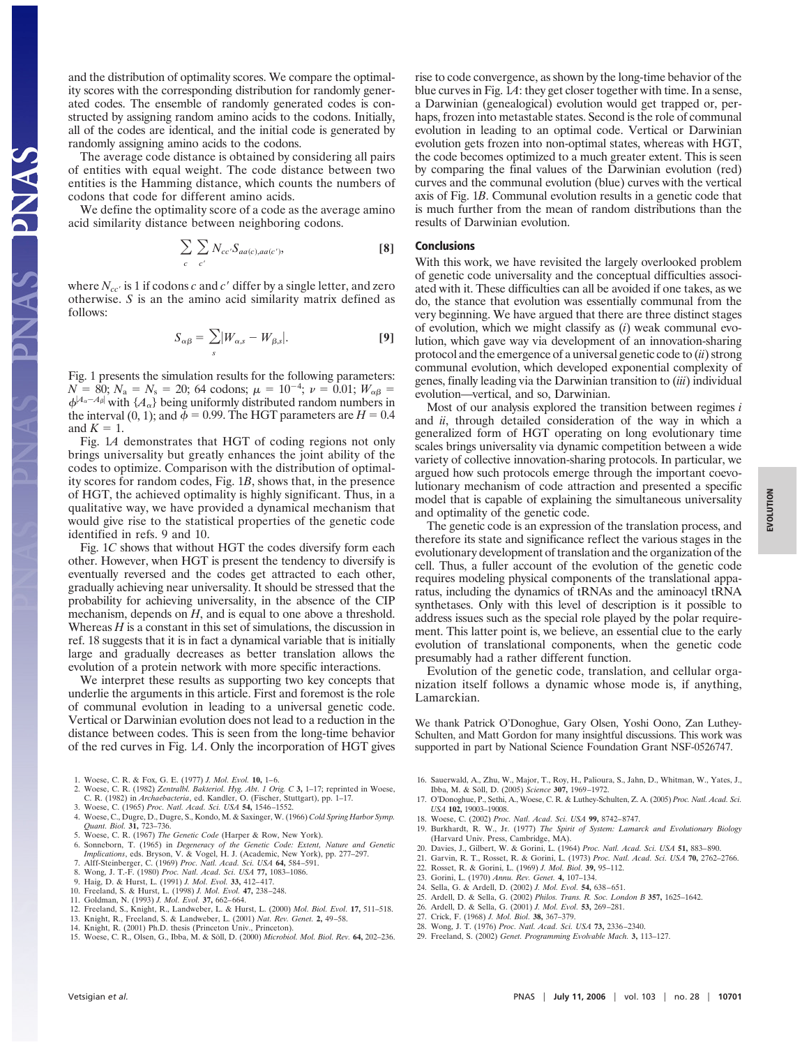and the distribution of optimality scores. We compare the optimality scores with the corresponding distribution for randomly generated codes. The ensemble of randomly generated codes is constructed by assigning random amino acids to the codons. Initially, all of the codes are identical, and the initial code is generated by randomly assigning amino acids to the codons.

The average code distance is obtained by considering all pairs of entities with equal weight. The code distance between two entities is the Hamming distance, which counts the numbers of codons that code for different amino acids.

We define the optimality score of a code as the average amino acid similarity distance between neighboring codons.

$$\sum_{c}\sum_{c'} N_{cc'} S_{aa(c),aa(c')}, \qquad [8]$$

where $N_{cc'}$ is 1 if codons $c$ and $c'$ differ by a single letter, and zero otherwise. $S$ is an the amino acid similarity matrix defined as follows:

$$S_{\alpha\beta} = \sum_{s} |W_{\alpha,s} - W_{\beta,s}|. \qquad [9]$$

Fig. 1 presents the simulation results for the following parameters: $N = 80$; $N_a = N_s = 20$; 64 codons; $\mu = 10^{-4}$; $\nu = 0.01$; $W_{\alpha\beta} = \phi^{|A_\alpha - A_\beta|}$ with $\{A_\alpha\}$ being uniformly distributed random numbers in the interval (0, 1); and $\phi = 0.99$. The HGT parameters are $H = 0.4$ and $K = 1$.

Fig. 1*A* demonstrates that HGT of coding regions not only brings universality but greatly enhances the joint ability of the codes to optimize. Comparison with the distribution of optimality scores for random codes, Fig. 1*B*, shows that, in the presence of HGT, the achieved optimality is highly significant. Thus, in a qualitative way, we have provided a dynamical mechanism that would give rise to the statistical properties of the genetic code identified in refs. 9 and 10.

Fig. 1*C* shows that without HGT the codes diversify form each other. However, when HGT is present the tendency to diversify is eventually reversed and the codes get attracted to each other, gradually achieving near universality. It should be stressed that the probability for achieving universality, in the absence of the CIP mechanism, depends on $H$, and is equal to one above a threshold. Whereas $H$ is a constant in this set of simulations, the discussion in ref. 18 suggests that it is in fact a dynamical variable that is initially large and gradually decreases as better translation allows the evolution of a protein network with more specific interactions.

We interpret these results as supporting two key concepts that underlie the arguments in this article. First and foremost is the role of communal evolution in leading to a universal genetic code. Vertical or Darwinian evolution does not lead to a reduction in the distance between codes. This is seen from the long-time behavior of the red curves in Fig. 1*A*. Only the incorporation of HGT gives rise to code convergence, as shown by the long-time behavior of the blue curves in Fig. 1*A*: they get closer together with time. In a sense, a Darwinian (genealogical) evolution would get trapped or, perhaps, frozen into metastable states. Second is the role of communal evolution in leading to an optimal code. Vertical or Darwinian evolution gets frozen into non-optimal states, whereas with HGT, the code becomes optimized to a much greater extent. This is seen by comparing the final values of the Darwinian evolution (red) curves and the communal evolution (blue) curves with the vertical axis of Fig. 1*B*. Communal evolution results in a genetic code that is much further from the mean of random distributions than the results of Darwinian evolution.

## Conclusions

With this work, we have revisited the largely overlooked problem of genetic code universality and the conceptual difficulties associated with it. These difficulties can all be avoided if one takes, as we do, the stance that evolution was essentially communal from the very beginning. We have argued that there are three distinct stages of evolution, which we might classify as (*i*) weak communal evolution, which gave way via development of an innovation-sharing protocol and the emergence of a universal genetic code to (*ii*) strong communal evolution, which developed exponential complexity of genes, finally leading via the Darwinian transition to (*iii*) individual evolution—vertical, and so, Darwinian.

Most of our analysis explored the transition between regimes *i* and *ii*, through detailed consideration of the way in which a generalized form of HGT operating on long evolutionary time scales brings universality via dynamic competition between a wide variety of collective innovation-sharing protocols. In particular, we argued how such protocols emerge through the important coevolutionary mechanism of code attraction and presented a specific model that is capable of explaining the simultaneous universality and optimality of the genetic code.

The genetic code is an expression of the translation process, and therefore its state and significance reflect the various stages in the evolutionary development of translation and the organization of the cell. Thus, a fuller account of the evolution of the genetic code requires modeling physical components of the translational apparatus, including the dynamics of tRNAs and the aminoacyl tRNA synthetases. Only with this level of description is it possible to address issues such as the special role played by the polar requirement. This latter point is, we believe, an essential clue to the early evolution of translational components, when the genetic code presumably had a rather different function.

Evolution of the genetic code, translation, and cellular organization itself follows a dynamic whose mode is, if anything, Lamarckian.

We thank Patrick O'Donoghue, Gary Olsen, Yoshi Oono, Zan Luthey-Schulten, and Matt Gordon for many insightful discussions. This work was supported in part by National Science Foundation Grant NSF-0526747.

1. Woese, C. R. & Fox, G. E. (1977) *J. Mol. Evol.* **10,** 1–6.
2. Woese, C. R. (1982) *Zentralbl. Bakteriol. Hyg. Abt. 1 Orig. C* **3,** 1–17; reprinted in Woese, C. R. (1982) in *Archaebacteria*, ed. Kandler, O. (Fischer, Stuttgart), pp. 1–17.
3. Woese, C. (1965) *Proc. Natl. Acad. Sci. USA* **54,** 1546–1552.
4. Woese, C., Dugre, D., Dugre, S., Kondo, M. & Saxinger, W. (1966) *Cold Spring Harbor Symp. Quant. Biol.* **31,** 723–736.
5. Woese, C. R. (1967) *The Genetic Code* (Harper & Row, New York).
6. Sonneborn, T. (1965) in *Degeneracy of the Genetic Code: Extent, Nature and Genetic Implications*, eds. Bryson, V. & Vogel, H. J. (Academic, New York), pp. 277–297.
7. Alff-Steinberger, C. (1969) *Proc. Natl. Acad. Sci. USA* **64,** 584–591.
8. Wong, J. T.-F. (1980) *Proc. Natl. Acad. Sci. USA* **77,** 1083–1086.
9. Haig, D. & Hurst, L. (1991) *J. Mol. Evol.* **33,** 412–417.
10. Freeland, S. & Hurst, L. (1998) *J. Mol. Evol.* **47,** 238–248.
11. Goldman, N. (1993) *J. Mol. Evol.* **37,** 662–664.
12. Freeland, S., Knight, R., Landweber, L. & Hurst, L. (2000) *Mol. Biol. Evol.* **17,** 511–518.
13. Knight, R., Freeland, S. & Landweber, L. (2001) *Nat. Rev. Genet.* **2,** 49–58.
14. Knight, R. (2001) Ph.D. thesis (Princeton Univ., Princeton).
15. Woese, C. R., Olsen, G., Ibba, M. & Söll, D. (2000) *Microbiol. Mol. Biol. Rev.* **64,** 202–236.
16. Sauerwald, A., Zhu, W., Major, T., Roy, H., Palioura, S., Jahn, D., Whitman, W., Yates, J., Ibba, M. & Söll, D. (2005) *Science* **307,** 1969–1972.
17. O'Donoghue, P., Sethi, A., Woese, C. R. & Luthey-Schulten, Z. A. (2005) *Proc. Natl. Acad. Sci. USA* **102,** 19003–19008.
18. Woese, C. (2002) *Proc. Natl. Acad. Sci. USA* **99,** 8742–8747.
19. Burkhardt, R. W., Jr. (1977) *The Spirit of System: Lamarck and Evolutionary Biology* (Harvard Univ. Press, Cambridge, MA).
20. Davies, J., Gilbert, W. & Gorini, L. (1964) *Proc. Natl. Acad. Sci. USA* **51,** 883–890.
21. Garvin, R. T., Rosset, R. & Gorini, L. (1973) *Proc. Natl. Acad. Sci. USA* **70,** 2762–2766.
22. Rosset, R. & Gorini, L. (1969) *J. Mol. Biol.* **39,** 95–112.
23. Gorini, L. (1970) *Annu. Rev. Genet.* **4,** 107–134.
24. Sella, G. & Ardell, D. (2002) *J. Mol. Evol.* **54,** 638–651.
25. Ardell, D. & Sella, G. (2002) *Philos. Trans. R. Soc. London B* **357,** 1625–1642.
26. Ardell, D. & Sella, G. (2001) *J. Mol. Evol.* **53,** 269–281.
27. Crick, F. (1968) *J. Mol. Biol.* **38,** 367–379.
28. Wong, J. T. (1976) *Proc. Natl. Acad. Sci. USA* **73,** 2336–2340.
29. Freeland, S. (2002) *Genet. Programming Evolvable Mach.* **3,** 113–127.